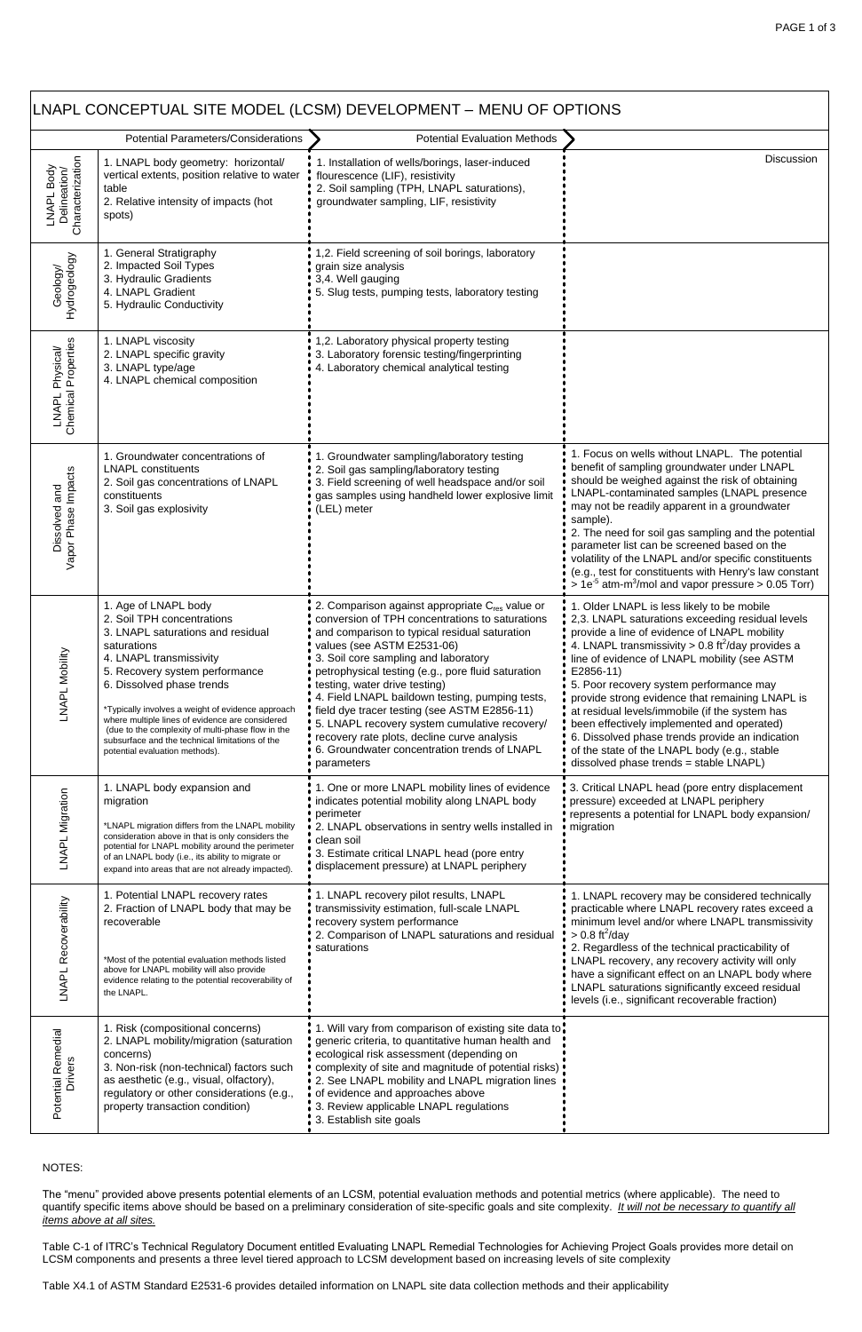# LNAPL CONCEPTUAL SITE MODEL (LCSM) DEVELOPMENT – MENU OF OPTIONS

| | Potential Parameters/Considerations | Potential Evaluation Methods | Discussion |
|---|---|---|---|
| LNAPL Body Delineation/ Characterization | 1. LNAPL body geometry: horizontal/ vertical extents, position relative to water table<br>2. Relative intensity of impacts (hot spots) | 1. Installation of wells/borings, laser-induced flourescence (LIF), resistivity<br>2. Soil sampling (TPH, LNAPL saturations), groundwater sampling, LIF, resistivity | |
| Geology/ Hydrogeology | 1. General Stratigraphy<br>2. Impacted Soil Types<br>3. Hydraulic Gradients<br>4. LNAPL Gradient<br>5. Hydraulic Conductivity | 1,2. Field screening of soil borings, laboratory grain size analysis<br>3,4. Well gauging<br>5. Slug tests, pumping tests, laboratory testing | |
| LNAPL Physical/ Chemical Properties | 1. LNAPL viscosity<br>2. LNAPL specific gravity<br>3. LNAPL type/age<br>4. LNAPL chemical composition | 1,2. Laboratory physical property testing<br>3. Laboratory forensic testing/fingerprinting<br>4. Laboratory chemical analytical testing | |
| Dissolved and Vapor Phase Impacts | 1. Groundwater concentrations of LNAPL constituents<br>2. Soil gas concentrations of LNAPL constituents<br>3. Soil gas explosivity | 1. Groundwater sampling/laboratory testing<br>2. Soil gas sampling/laboratory testing<br>3. Field screening of well headspace and/or soil gas samples using handheld lower explosive limit (LEL) meter | 1. Focus on wells without LNAPL. The potential benefit of sampling groundwater under LNAPL should be weighed against the risk of obtaining LNAPL-contaminated samples (LNAPL presence may not be readily apparent in a groundwater sample).<br>2. The need for soil gas sampling and the potential parameter list can be screened based on the volatility of the LNAPL and/or specific constituents (e.g., test for constituents with Henry's law constant > $1e^{-5}$ atm-m$^3$/mol and vapor pressure > 0.05 Torr) |
| LNAPL Mobility | 1. Age of LNAPL body<br>2. Soil TPH concentrations<br>3. LNAPL saturations and residual saturations<br>4. LNAPL transmissivity<br>5. Recovery system performance<br>6. Dissolved phase trends<br><br>*Typically involves a weight of evidence approach where multiple lines of evidence are considered (due to the complexity of multi-phase flow in the subsurface and the technical limitations of the potential evaluation methods). | 2. Comparison against appropriate $C_{res}$ value or conversion of TPH concentrations to saturations and comparison to typical residual saturation values (see ASTM E2531-06)<br>3. Soil core sampling and laboratory petrophysical testing (e.g., pore fluid saturation testing, water drive testing)<br>4. Field LNAPL baildown testing, pumping tests, field dye tracer testing (see ASTM E2856-11)<br>5. LNAPL recovery system cumulative recovery/ recovery rate plots, decline curve analysis<br>6. Groundwater concentration trends of LNAPL parameters | 1. Older LNAPL is less likely to be mobile<br>2,3. LNAPL saturations exceeding residual levels provide a line of evidence of LNAPL mobility<br>4. LNAPL transmissivity > 0.8 ft$^2$/day provides a line of evidence of LNAPL mobility (see ASTM E2856-11)<br>5. Poor recovery system performance may provide strong evidence that remaining LNAPL is at residual levels/immobile (if the system has been effectively implemented and operated)<br>6. Dissolved phase trends provide an indication of the state of the LNAPL body (e.g., stable dissolved phase trends = stable LNAPL) |
| LNAPL Migration | 1. LNAPL body expansion and migration<br><br>*LNAPL migration differs from the LNAPL mobility consideration above in that is only considers the potential for LNAPL mobility around the perimeter of an LNAPL body (i.e., its ability to migrate or expand into areas that are not already impacted). | 1. One or more LNAPL mobility lines of evidence indicates potential mobility along LNAPL body perimeter<br>2. LNAPL observations in sentry wells installed in clean soil<br>3. Estimate critical LNAPL head (pore entry displacement pressure) at LNAPL periphery | 3. Critical LNAPL head (pore entry displacement pressure) exceeded at LNAPL periphery represents a potential for LNAPL body expansion/ migration |
| LNAPL Recoverability | 1. Potential LNAPL recovery rates<br>2. Fraction of LNAPL body that may be recoverable<br><br>*Most of the potential evaluation methods listed above for LNAPL mobility will also provide evidence relating to the potential recoverability of the LNAPL. | 1. LNAPL recovery pilot results, LNAPL transmissivity estimation, full-scale LNAPL recovery system performance<br>2. Comparison of LNAPL saturations and residual saturations | 1. LNAPL recovery may be considered technically practicable where LNAPL recovery rates exceed a minimum level and/or where LNAPL transmissivity > 0.8 ft$^2$/day<br>2. Regardless of the technical practicability of LNAPL recovery, any recovery activity will only have a significant effect on an LNAPL body where LNAPL saturations significantly exceed residual levels (i.e., significant recoverable fraction) |
| Potential Remedial Drivers | 1. Risk (compositional concerns)<br>2. LNAPL mobility/migration (saturation concerns)<br>3. Non-risk (non-technical) factors such as aesthetic (e.g., visual, olfactory), regulatory or other considerations (e.g., property transaction condition) | 1. Will vary from comparison of existing site data to generic criteria, to quantitative human health and ecological risk assessment (depending on complexity of site and magnitude of potential risks)<br>2. See LNAPL mobility and LNAPL migration lines of evidence and approaches above<br>3. Review applicable LNAPL regulations<br>3. Establish site goals | |

NOTES:

The "menu" provided above presents potential elements of an LCSM, potential evaluation methods and potential metrics (where applicable). The need to quantify specific items above should be based on a preliminary consideration of site-specific goals and site complexity. *It will not be necessary to quantify all items above at all sites.*

Table C-1 of ITRC's Technical Regulatory Document entitled Evaluating LNAPL Remedial Technologies for Achieving Project Goals provides more detail on LCSM components and presents a three level tiered approach to LCSM development based on increasing levels of site complexity

Table X4.1 of ASTM Standard E2531-6 provides detailed information on LNAPL site data collection methods and their applicability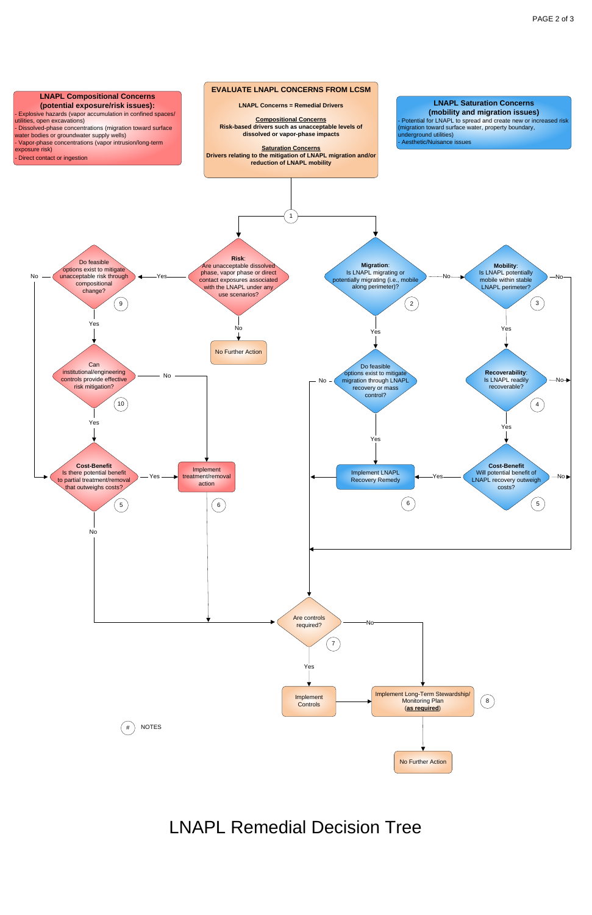## LNAPL Compositional Concerns (potential exposure/risk issues):

- Explosive hazards (vapor accumulation in confined spaces/ utilities, open excavations)
- Dissolved-phase concentrations (migration toward surface water bodies or groundwater supply wells)
- Vapor-phase concentrations (vapor intrusion/long-term exposure risk)
- Direct contact or ingestion

## EVALUATE LNAPL CONCERNS FROM LCSM

**LNAPL Concerns = Remedial Drivers**

**Compositional Concerns**
**Risk-based drivers such as unacceptable levels of dissolved or vapor-phase impacts**

**Saturation Concerns**
**Drivers relating to the mitigation of LNAPL migration and/or reduction of LNAPL mobility**

## LNAPL Saturation Concerns (mobility and migration issues)

- Potential for LNAPL to spread and create new or increased risk (migration toward surface water, property boundary, underground utilities)
- Aesthetic/Nuisance issues

---

(1) From "Evaluate LNAPL Concerns from LCSM" → Risk and Migration

**Risk**: Are unacceptable dissolved phase, vapor phase or direct contact exposures associated with the LNAPL under any use scenarios?
- No → No Further Action
- Yes → (9) Do feasible options exist to mitigate unacceptable risk through compositional change?
  - No → (5) Cost-Benefit
  - Yes → (10) Can institutional/engineering controls provide effective risk mitigation?
    - No → (6) Implement treatment/removal action → (7) Are controls required?
    - Yes → (5) **Cost-Benefit** Is there potential benefit to partial treatment/removal that outweighs costs?
      - Yes → (6) Implement treatment/removal action
      - No → (7) Are controls required?

(2) **Migration**: Is LNAPL migrating or potentially migrating (i.e., mobile along perimeter)?
- No → (3) **Mobility**: Is LNAPL potentially mobile within stable LNAPL perimeter?
  - No → (7) Are controls required?
  - Yes → (4) **Recoverability**: Is LNAPL readily recoverable?
    - No → (7) Are controls required?
    - Yes → (5) **Cost-Benefit** Will potential benefit of LNAPL recovery outweigh costs?
      - Yes → (6) Implement LNAPL Recovery Remedy → (7) Are controls required?
      - No → (7) Are controls required?
- Yes → Do feasible options exist to mitigate migration through LNAPL recovery or mass control?
  - No → (7) Are controls required?
  - Yes → (6) Implement LNAPL Recovery Remedy → (7) Are controls required?

(7) Are controls required?
- Yes → Implement Controls → (8) Implement Long-Term Stewardship/ Monitoring Plan (**as required**)
- No → (8) Implement Long-Term Stewardship/ Monitoring Plan (**as required**)

(8) Implement Long-Term Stewardship/ Monitoring Plan (**as required**) → No Further Action

(#) NOTES

# LNAPL Remedial Decision Tree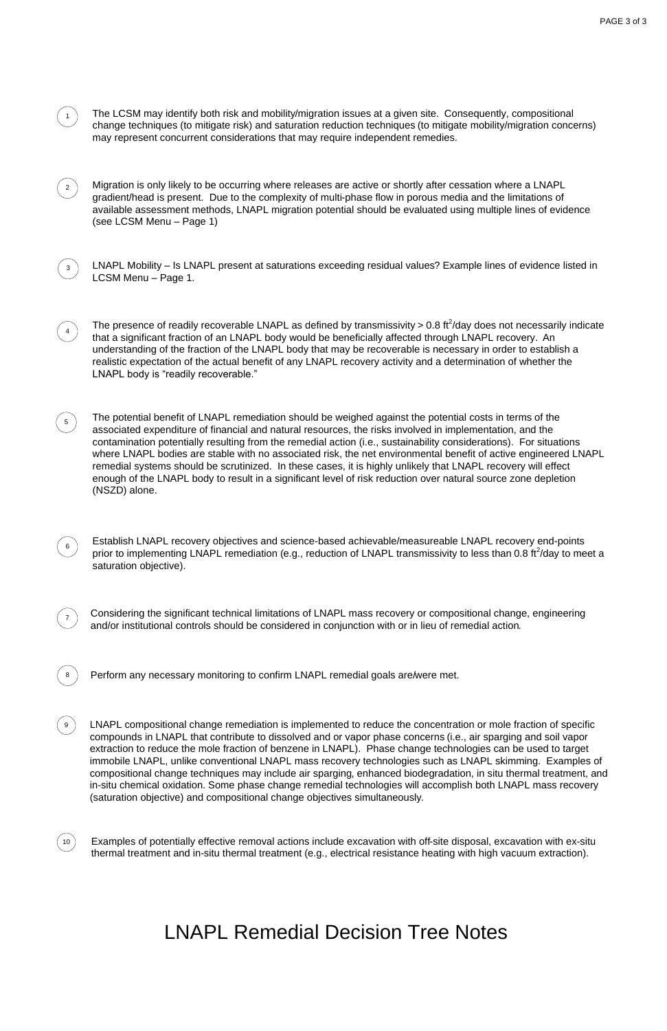1. The LCSM may identify both risk and mobility/migration issues at a given site. Consequently, compositional change techniques (to mitigate risk) and saturation reduction techniques (to mitigate mobility/migration concerns) may represent concurrent considerations that may require independent remedies.

2. Migration is only likely to be occurring where releases are active or shortly after cessation where a LNAPL gradient/head is present. Due to the complexity of multi-phase flow in porous media and the limitations of available assessment methods, LNAPL migration potential should be evaluated using multiple lines of evidence (see LCSM Menu – Page 1)

3. LNAPL Mobility – Is LNAPL present at saturations exceeding residual values? Example lines of evidence listed in LCSM Menu – Page 1.

4. The presence of readily recoverable LNAPL as defined by transmissivity > 0.8 $ft^2$/day does not necessarily indicate that a significant fraction of an LNAPL body would be beneficially affected through LNAPL recovery. An understanding of the fraction of the LNAPL body that may be recoverable is necessary in order to establish a realistic expectation of the actual benefit of any LNAPL recovery activity and a determination of whether the LNAPL body is "readily recoverable."

5. The potential benefit of LNAPL remediation should be weighed against the potential costs in terms of the associated expenditure of financial and natural resources, the risks involved in implementation, and the contamination potentially resulting from the remedial action (i.e., sustainability considerations). For situations where LNAPL bodies are stable with no associated risk, the net environmental benefit of active engineered LNAPL remedial systems should be scrutinized. In these cases, it is highly unlikely that LNAPL recovery will effect enough of the LNAPL body to result in a significant level of risk reduction over natural source zone depletion (NSZD) alone.

6. Establish LNAPL recovery objectives and science-based achievable/measureable LNAPL recovery end-points prior to implementing LNAPL remediation (e.g., reduction of LNAPL transmissivity to less than 0.8 $ft^2$/day to meet a saturation objective).

7. Considering the significant technical limitations of LNAPL mass recovery or compositional change, engineering and/or institutional controls should be considered in conjunction with or in lieu of remedial action.

8. Perform any necessary monitoring to confirm LNAPL remedial goals are/were met.

9. LNAPL compositional change remediation is implemented to reduce the concentration or mole fraction of specific compounds in LNAPL that contribute to dissolved and or vapor phase concerns (i.e., air sparging and soil vapor extraction to reduce the mole fraction of benzene in LNAPL). Phase change technologies can be used to target immobile LNAPL, unlike conventional LNAPL mass recovery technologies such as LNAPL skimming. Examples of compositional change techniques may include air sparging, enhanced biodegradation, in situ thermal treatment, and in-situ chemical oxidation. Some phase change remedial technologies will accomplish both LNAPL mass recovery (saturation objective) and compositional change objectives simultaneously.

10. Examples of potentially effective removal actions include excavation with off-site disposal, excavation with ex-situ thermal treatment and in-situ thermal treatment (e.g., electrical resistance heating with high vacuum extraction).

# LNAPL Remedial Decision Tree Notes